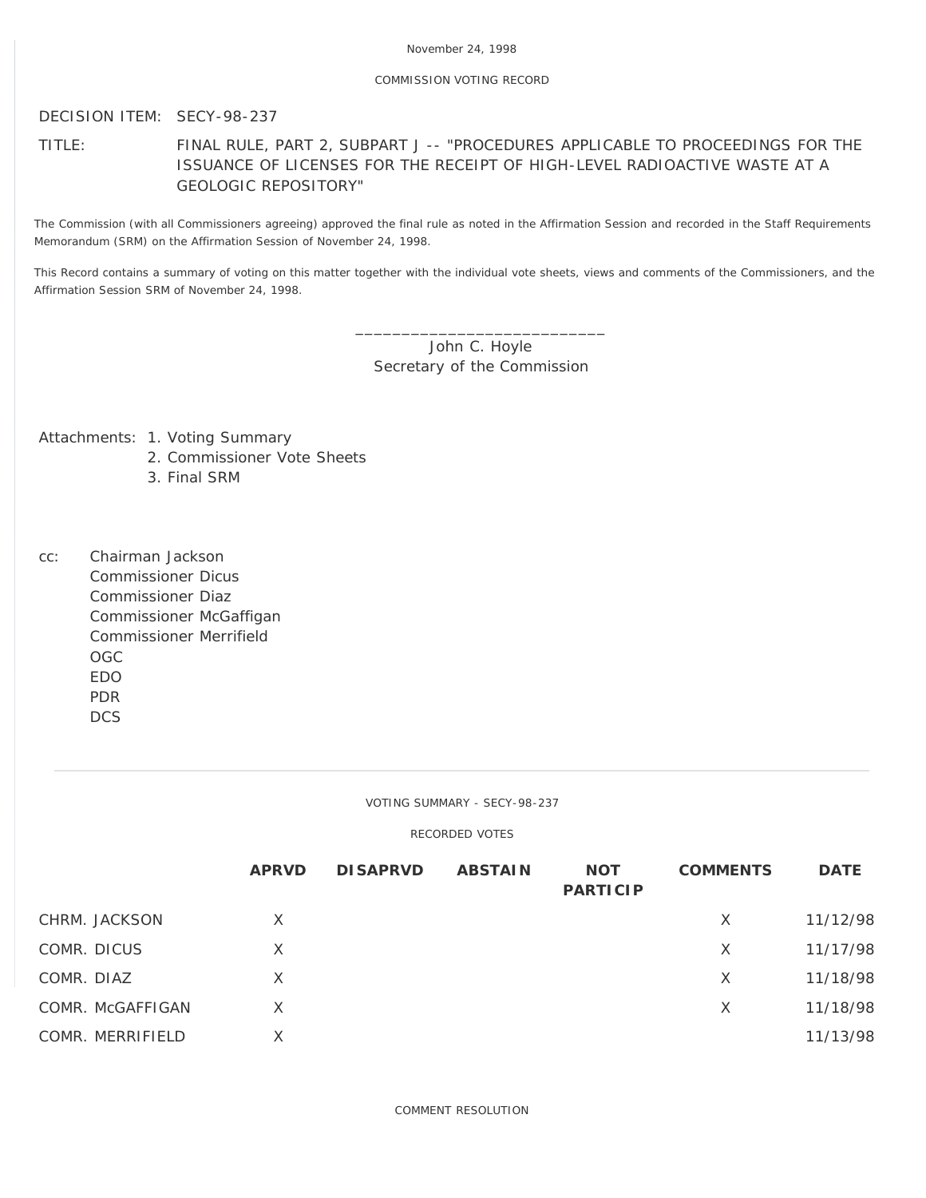November 24, 1998

COMMISSION VOTING RECORD

DECISION ITEM: SECY-98-237

TITLE: FINAL RULE, PART 2, SUBPART J -- "PROCEDURES APPLICABLE TO PROCEEDINGS FOR THE ISSUANCE OF LICENSES FOR THE RECEIPT OF HIGH-LEVEL RADIOACTIVE WASTE AT A GEOLOGIC REPOSITORY"

The Commission (with all Commissioners agreeing) approved the final rule as noted in the Affirmation Session and recorded in the Staff Requirements Memorandum (SRM) on the Affirmation Session of November 24, 1998.

This Record contains a summary of voting on this matter together with the individual vote sheets, views and comments of the Commissioners, and the Affirmation Session SRM of November 24, 1998.

\_\_\_\_\_\_\_\_\_\_\_\_\_\_\_\_\_\_\_\_\_\_\_\_\_\_\_\_
John C. Hoyle
Secretary of the Commission

Attachments:
1. Voting Summary
2. Commissioner Vote Sheets
3. Final SRM

cc:
Chairman Jackson
Commissioner Dicus
Commissioner Diaz
Commissioner McGaffigan
Commissioner Merrifield
OGC
EDO
PDR
DCS

---

VOTING SUMMARY - SECY-98-237

RECORDED VOTES

| | APRVD | DISAPRVD | ABSTAIN | NOT PARTICIP | COMMENTS | DATE |
|---|---|---|---|---|---|---|
| CHRM. JACKSON | X | | | | X | 11/12/98 |
| COMR. DICUS | X | | | | X | 11/17/98 |
| COMR. DIAZ | X | | | | X | 11/18/98 |
| COMR. McGAFFIGAN | X | | | | X | 11/18/98 |
| COMR. MERRIFIELD | X | | | | | 11/13/98 |

COMMENT RESOLUTION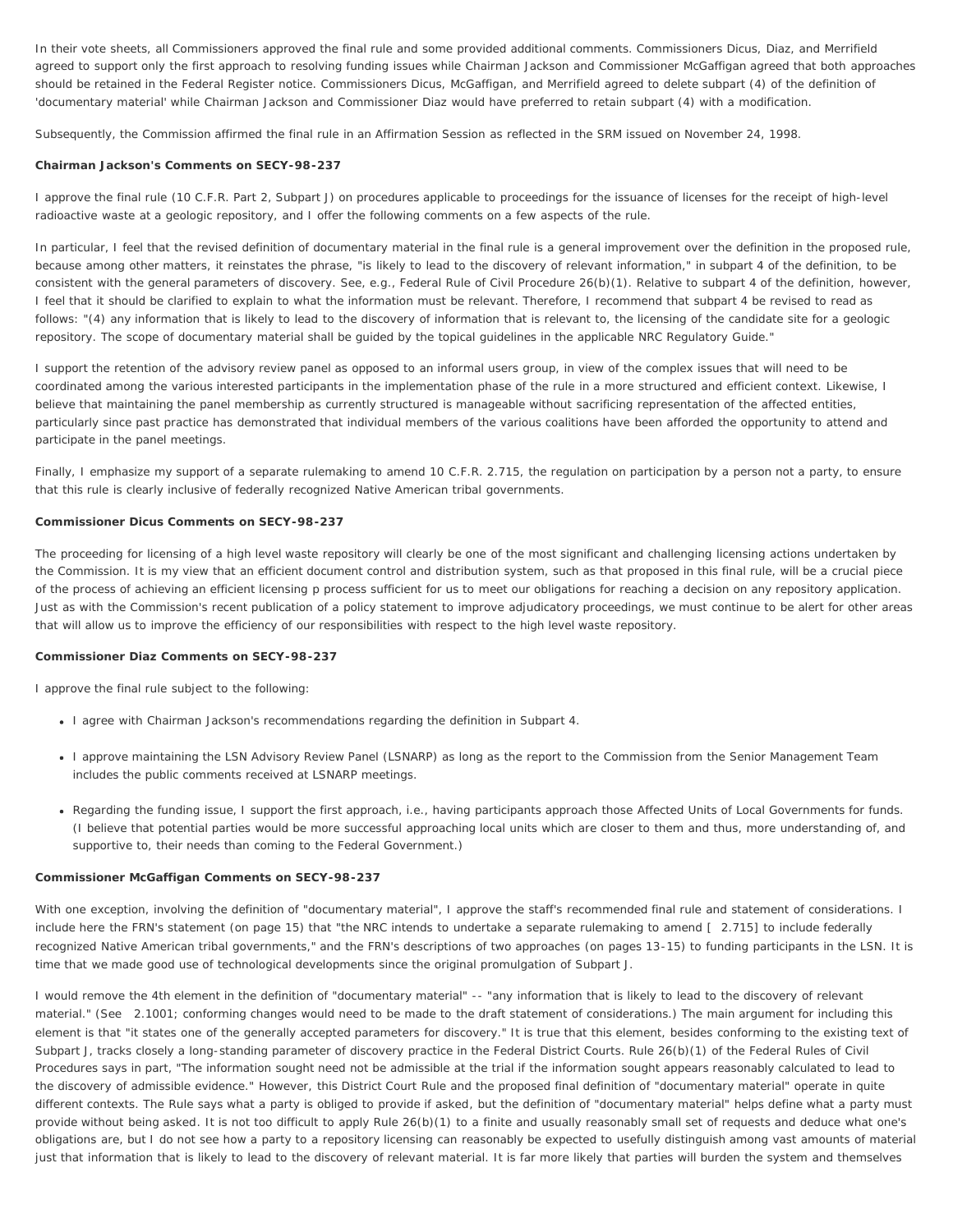In their vote sheets, all Commissioners approved the final rule and some provided additional comments. Commissioners Dicus, Diaz, and Merrifield agreed to support only the first approach to resolving funding issues while Chairman Jackson and Commissioner McGaffigan agreed that both approaches should be retained in the Federal Register notice. Commissioners Dicus, McGaffigan, and Merrifield agreed to delete subpart (4) of the definition of 'documentary material' while Chairman Jackson and Commissioner Diaz would have preferred to retain subpart (4) with a modification.

Subsequently, the Commission affirmed the final rule in an Affirmation Session as reflected in the SRM issued on November 24, 1998.

**Chairman Jackson's Comments on SECY-98-237**

I approve the final rule (10 C.F.R. Part 2, Subpart J) on procedures applicable to proceedings for the issuance of licenses for the receipt of high-level radioactive waste at a geologic repository, and I offer the following comments on a few aspects of the rule.

In particular, I feel that the revised definition of documentary material in the final rule is a general improvement over the definition in the proposed rule, because among other matters, it reinstates the phrase, "is likely to lead to the discovery of relevant information," in subpart 4 of the definition, to be consistent with the general parameters of discovery. See, e.g., Federal Rule of Civil Procedure 26(b)(1). Relative to subpart 4 of the definition, however, I feel that it should be clarified to explain to what the information must be relevant. Therefore, I recommend that subpart 4 be revised to read as follows: "(4) any information that is likely to lead to the discovery of information that is relevant to, the licensing of the candidate site for a geologic repository. The scope of documentary material shall be guided by the topical guidelines in the applicable NRC Regulatory Guide."

I support the retention of the advisory review panel as opposed to an informal users group, in view of the complex issues that will need to be coordinated among the various interested participants in the implementation phase of the rule in a more structured and efficient context. Likewise, I believe that maintaining the panel membership as currently structured is manageable without sacrificing representation of the affected entities, particularly since past practice has demonstrated that individual members of the various coalitions have been afforded the opportunity to attend and participate in the panel meetings.

Finally, I emphasize my support of a separate rulemaking to amend 10 C.F.R. 2.715, the regulation on participation by a person not a party, to ensure that this rule is clearly inclusive of federally recognized Native American tribal governments.

**Commissioner Dicus Comments on SECY-98-237**

The proceeding for licensing of a high level waste repository will clearly be one of the most significant and challenging licensing actions undertaken by the Commission. It is my view that an efficient document control and distribution system, such as that proposed in this final rule, will be a crucial piece of the process of achieving an efficient licensing p process sufficient for us to meet our obligations for reaching a decision on any repository application. Just as with the Commission's recent publication of a policy statement to improve adjudicatory proceedings, we must continue to be alert for other areas that will allow us to improve the efficiency of our responsibilities with respect to the high level waste repository.

**Commissioner Diaz Comments on SECY-98-237**

I approve the final rule subject to the following:

- I agree with Chairman Jackson's recommendations regarding the definition in Subpart 4.
- I approve maintaining the LSN Advisory Review Panel (LSNARP) as long as the report to the Commission from the Senior Management Team includes the public comments received at LSNARP meetings.
- Regarding the funding issue, I support the first approach, i.e., having participants approach those Affected Units of Local Governments for funds. (I believe that potential parties would be more successful approaching local units which are closer to them and thus, more understanding of, and supportive to, their needs than coming to the Federal Government.)

**Commissioner McGaffigan Comments on SECY-98-237**

With one exception, involving the definition of "documentary material", I approve the staff's recommended final rule and statement of considerations. I include here the FRN's statement (on page 15) that "the NRC intends to undertake a separate rulemaking to amend [ 2.715] to include federally recognized Native American tribal governments," and the FRN's descriptions of two approaches (on pages 13-15) to funding participants in the LSN. It is time that we made good use of technological developments since the original promulgation of Subpart J.

I would remove the 4th element in the definition of "documentary material" -- "any information that is likely to lead to the discovery of relevant material." (See 2.1001; conforming changes would need to be made to the draft statement of considerations.) The main argument for including this element is that "it states one of the generally accepted parameters for discovery." It is true that this element, besides conforming to the existing text of Subpart J, tracks closely a long-standing parameter of discovery practice in the Federal District Courts. Rule 26(b)(1) of the Federal Rules of Civil Procedures says in part, "The information sought need not be admissible at the trial if the information sought appears reasonably calculated to lead to the discovery of admissible evidence." However, this District Court Rule and the proposed final definition of "documentary material" operate in quite different contexts. The Rule says what a party is obliged to provide if asked, but the definition of "documentary material" helps define what a party must provide without being asked. It is not too difficult to apply Rule 26(b)(1) to a finite and usually reasonably small set of requests and deduce what one's obligations are, but I do not see how a party to a repository licensing can reasonably be expected to usefully distinguish among vast amounts of material just that information that is likely to lead to the discovery of relevant material. It is far more likely that parties will burden the system and themselves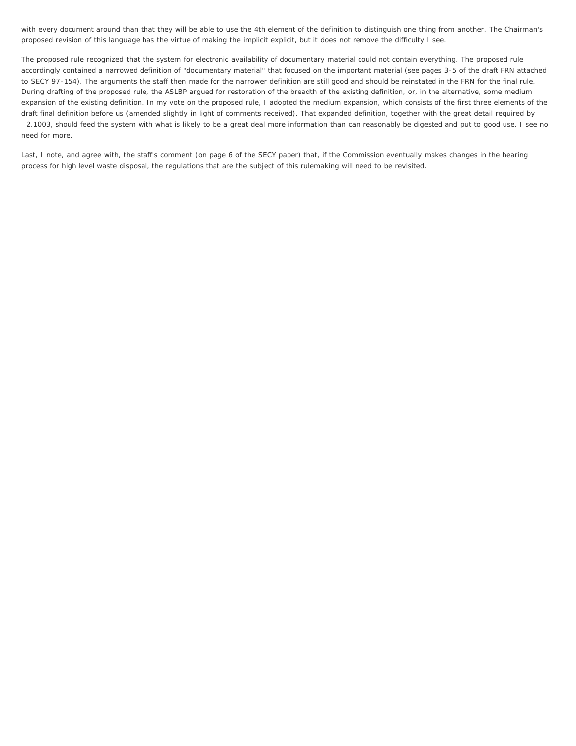with every document around than that they will be able to use the 4th element of the definition to distinguish one thing from another. The Chairman's proposed revision of this language has the virtue of making the implicit explicit, but it does not remove the difficulty I see.

The proposed rule recognized that the system for electronic availability of documentary material could not contain everything. The proposed rule accordingly contained a narrowed definition of "documentary material" that focused on the important material (see pages 3-5 of the draft FRN attached to SECY 97-154). The arguments the staff then made for the narrower definition are still good and should be reinstated in the FRN for the final rule. During drafting of the proposed rule, the ASLBP argued for restoration of the breadth of the existing definition, or, in the alternative, some medium expansion of the existing definition. In my vote on the proposed rule, I adopted the medium expansion, which consists of the first three elements of the draft final definition before us (amended slightly in light of comments received). That expanded definition, together with the great detail required by 2.1003, should feed the system with what is likely to be a great deal more information than can reasonably be digested and put to good use. I see no need for more.

Last, I note, and agree with, the staff's comment (on page 6 of the SECY paper) that, if the Commission eventually makes changes in the hearing process for high level waste disposal, the regulations that are the subject of this rulemaking will need to be revisited.